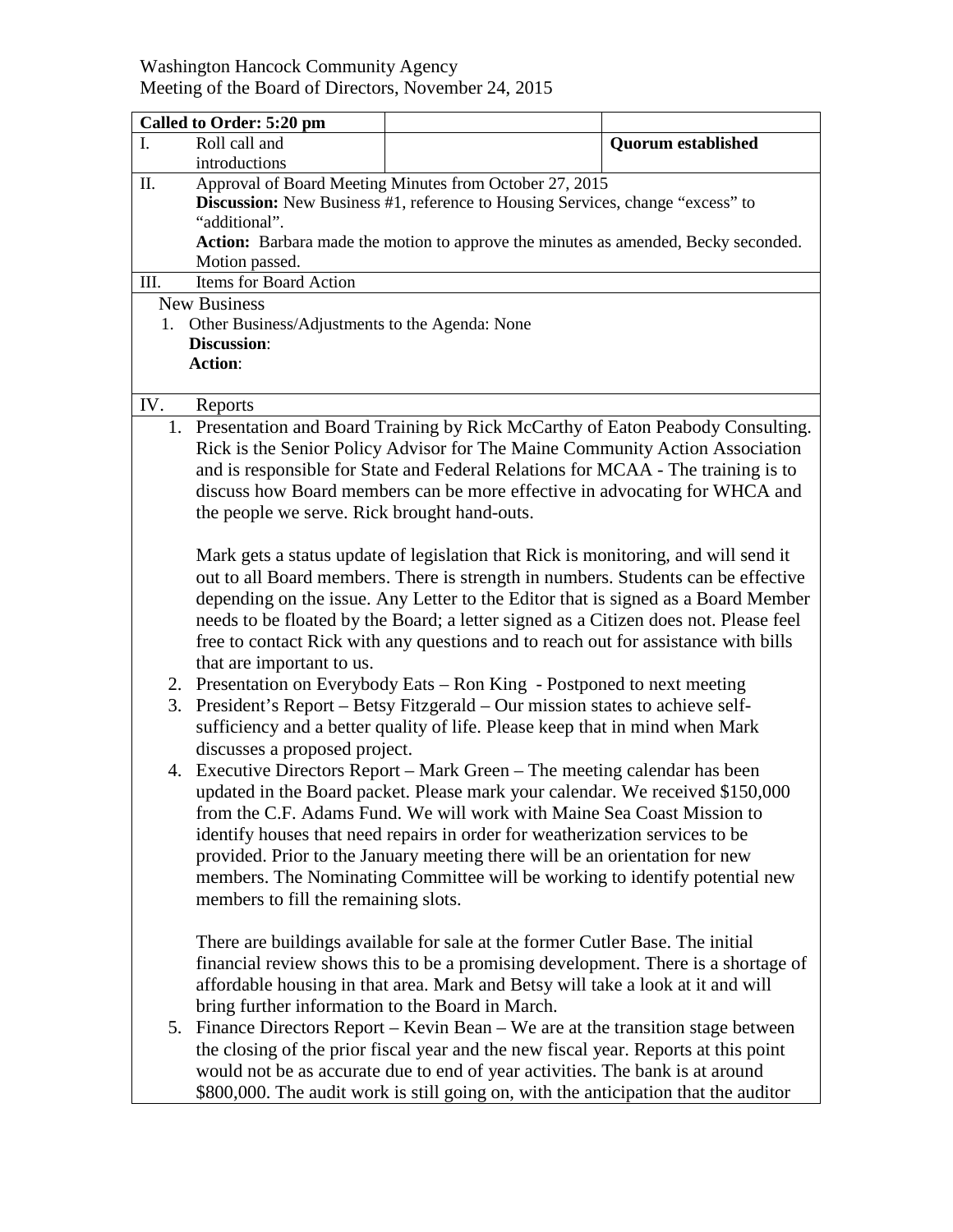Washington Hancock Community Agency
Meeting of the Board of Directors, November 24, 2015

| **Called to Order: 5:20 pm** | | |
|---|---|---|
| I. Roll call and introductions | | **Quorum established** |

II. Approval of Board Meeting Minutes from October 27, 2015
**Discussion:** New Business #1, reference to Housing Services, change "excess" to "additional".
**Action:** Barbara made the motion to approve the minutes as amended, Becky seconded. Motion passed.

III. Items for Board Action

New Business

1. Other Business/Adjustments to the Agenda: None
   **Discussion**:
   **Action**:

IV. Reports

1. Presentation and Board Training by Rick McCarthy of Eaton Peabody Consulting. Rick is the Senior Policy Advisor for The Maine Community Action Association and is responsible for State and Federal Relations for MCAA - The training is to discuss how Board members can be more effective in advocating for WHCA and the people we serve. Rick brought hand-outs.

   Mark gets a status update of legislation that Rick is monitoring, and will send it out to all Board members. There is strength in numbers. Students can be effective depending on the issue. Any Letter to the Editor that is signed as a Board Member needs to be floated by the Board; a letter signed as a Citizen does not. Please feel free to contact Rick with any questions and to reach out for assistance with bills that are important to us.
2. Presentation on Everybody Eats – Ron King - Postponed to next meeting
3. President's Report – Betsy Fitzgerald – Our mission states to achieve self-sufficiency and a better quality of life. Please keep that in mind when Mark discusses a proposed project.
4. Executive Directors Report – Mark Green – The meeting calendar has been updated in the Board packet. Please mark your calendar. We received $150,000 from the C.F. Adams Fund. We will work with Maine Sea Coast Mission to identify houses that need repairs in order for weatherization services to be provided. Prior to the January meeting there will be an orientation for new members. The Nominating Committee will be working to identify potential new members to fill the remaining slots.

   There are buildings available for sale at the former Cutler Base. The initial financial review shows this to be a promising development. There is a shortage of affordable housing in that area. Mark and Betsy will take a look at it and will bring further information to the Board in March.
5. Finance Directors Report – Kevin Bean – We are at the transition stage between the closing of the prior fiscal year and the new fiscal year. Reports at this point would not be as accurate due to end of year activities. The bank is at around $800,000. The audit work is still going on, with the anticipation that the auditor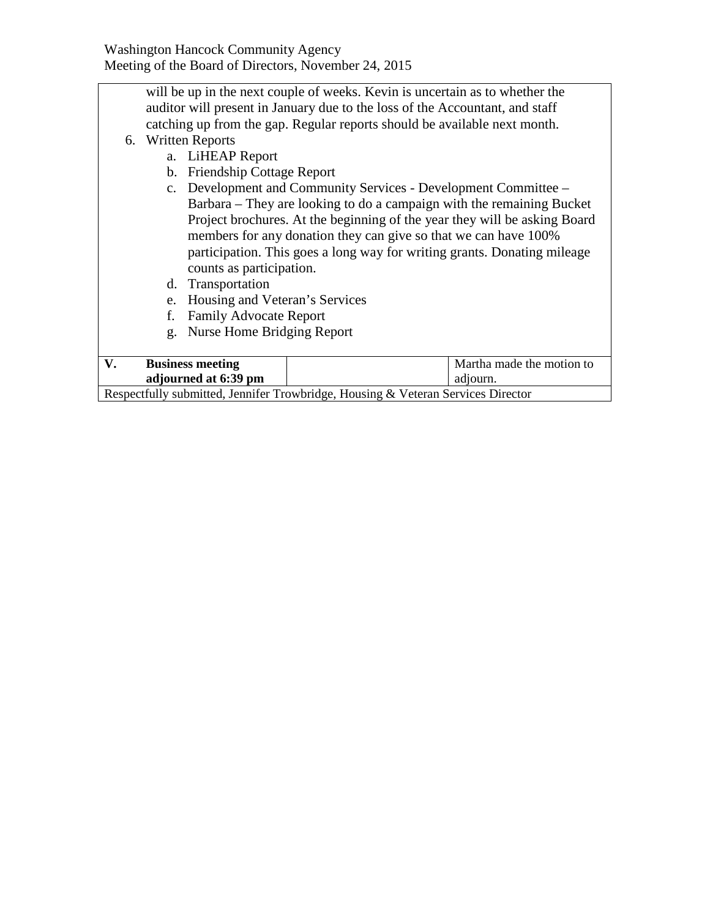will be up in the next couple of weeks. Kevin is uncertain as to whether the auditor will present in January due to the loss of the Accountant, and staff catching up from the gap. Regular reports should be available next month.

6. Written Reports
   a. LiHEAP Report
   b. Friendship Cottage Report
   c. Development and Community Services - Development Committee – Barbara – They are looking to do a campaign with the remaining Bucket Project brochures. At the beginning of the year they will be asking Board members for any donation they can give so that we can have 100% participation. This goes a long way for writing grants. Donating mileage counts as participation.
   d. Transportation
   e. Housing and Veteran's Services
   f. Family Advocate Report
   g. Nurse Home Bridging Report

| | | | |
|---|---|---|---|
| **V.** | **Business meeting adjourned at 6:39 pm** | | Martha made the motion to adjourn. |

Respectfully submitted, Jennifer Trowbridge, Housing & Veteran Services Director